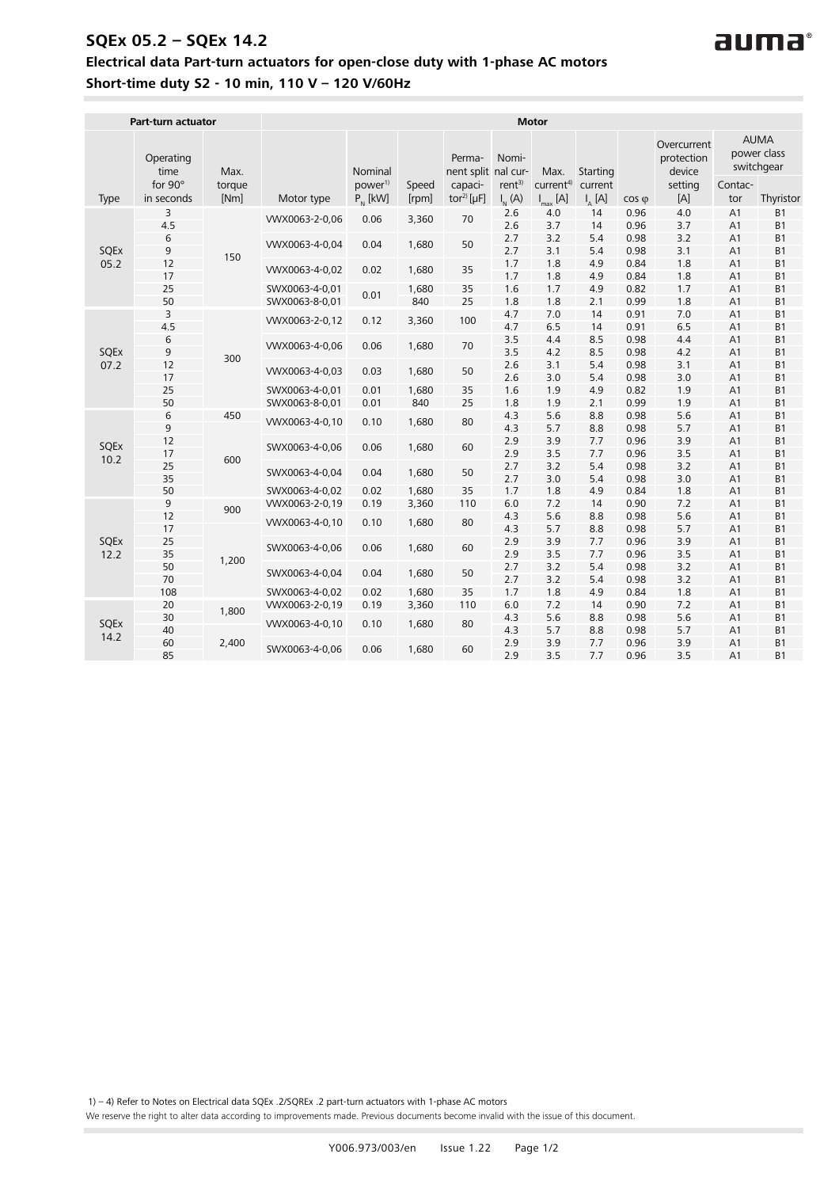# SQEx 05.2 – SQEx 14.2

## Electrical data Part-turn actuators for open-close duty with 1-phase AC motors

### Short-time duty S2 - 10 min, 110 V – 120 V/60Hz

| Part-turn actuator | | | Motor | | | | | | | | | | |
|---|---|---|---|---|---|---|---|---|---|---|---|---|---|
| Type | Operating time for 90° in seconds | Max. torque [Nm] | Motor type | Nominal power[1] $P_N$ [kW] | Speed [rpm] | Permanent split capacitor[2] [µF] | Nominal current[3] $I_N$ (A) | Max. current[4] $I_{max}$ [A] | Starting current $I_A$ [A] | cos φ | Overcurrent protection device setting [A] | AUMA power class switchgear Contactor | AUMA power class switchgear Thyristor |
| SQEx 05.2 | 3 | 150 | VWX0063-2-0,06 | 0.06 | 3,360 | 70 | 2.6 | 4.0 | 14 | 0.96 | 4.0 | A1 | B1 |
| | 4.5 | | | | | | 2.6 | 3.7 | 14 | 0.96 | 3.7 | A1 | B1 |
| | 6 | | VWX0063-4-0,04 | 0.04 | 1,680 | 50 | 2.7 | 3.2 | 5.4 | 0.98 | 3.2 | A1 | B1 |
| | 9 | | | | | | 2.7 | 3.1 | 5.4 | 0.98 | 3.1 | A1 | B1 |
| | 12 | | VWX0063-4-0,02 | 0.02 | 1,680 | 35 | 1.7 | 1.8 | 4.9 | 0.84 | 1.8 | A1 | B1 |
| | 17 | | | | | | 1.7 | 1.8 | 4.9 | 0.84 | 1.8 | A1 | B1 |
| | 25 | | SWX0063-4-0,01 | 0.01 | 1,680 | 35 | 1.6 | 1.7 | 4.9 | 0.82 | 1.7 | A1 | B1 |
| | 50 | | SWX0063-8-0,01 | | 840 | 25 | 1.8 | 1.8 | 2.1 | 0.99 | 1.8 | A1 | B1 |
| SQEx 07.2 | 3 | 300 | VWX0063-2-0,12 | 0.12 | 3,360 | 100 | 4.7 | 7.0 | 14 | 0.91 | 7.0 | A1 | B1 |
| | 4.5 | | | | | | 4.7 | 6.5 | 14 | 0.91 | 6.5 | A1 | B1 |
| | 6 | | VWX0063-4-0,06 | 0.06 | 1,680 | 70 | 3.5 | 4.4 | 8.5 | 0.98 | 4.4 | A1 | B1 |
| | 9 | | | | | | 3.5 | 4.2 | 8.5 | 0.98 | 4.2 | A1 | B1 |
| | 12 | | VWX0063-4-0,03 | 0.03 | 1,680 | 50 | 2.6 | 3.1 | 5.4 | 0.98 | 3.1 | A1 | B1 |
| | 17 | | | | | | 2.6 | 3.0 | 5.4 | 0.98 | 3.0 | A1 | B1 |
| | 25 | | SWX0063-4-0,01 | 0.01 | 1,680 | 35 | 1.6 | 1.9 | 4.9 | 0.82 | 1.9 | A1 | B1 |
| | 50 | | SWX0063-8-0,01 | 0.01 | 840 | 25 | 1.8 | 1.9 | 2.1 | 0.99 | 1.9 | A1 | B1 |
| SQEx 10.2 | 6 | 450 | VWX0063-4-0,10 | 0.10 | 1,680 | 80 | 4.3 | 5.6 | 8.8 | 0.98 | 5.6 | A1 | B1 |
| | 9 | 600 | | | | | 4.3 | 5.7 | 8.8 | 0.98 | 5.7 | A1 | B1 |
| | 12 | | SWX0063-4-0,06 | 0.06 | 1,680 | 60 | 2.9 | 3.9 | 7.7 | 0.96 | 3.9 | A1 | B1 |
| | 17 | | | | | | 2.9 | 3.5 | 7.7 | 0.96 | 3.5 | A1 | B1 |
| | 25 | | SWX0063-4-0,04 | 0.04 | 1,680 | 50 | 2.7 | 3.2 | 5.4 | 0.98 | 3.2 | A1 | B1 |
| | 35 | | | | | | 2.7 | 3.0 | 5.4 | 0.98 | 3.0 | A1 | B1 |
| | 50 | | SWX0063-4-0,02 | 0.02 | 1,680 | 35 | 1.7 | 1.8 | 4.9 | 0.84 | 1.8 | A1 | B1 |
| SQEx 12.2 | 9 | 900 | VWX0063-2-0,19 | 0.19 | 3,360 | 110 | 6.0 | 7.2 | 14 | 0.90 | 7.2 | A1 | B1 |
| | 12 | | VWX0063-4-0,10 | 0.10 | 1,680 | 80 | 4.3 | 5.6 | 8.8 | 0.98 | 5.6 | A1 | B1 |
| | 17 | 1,200 | | | | | 4.3 | 5.7 | 8.8 | 0.98 | 5.7 | A1 | B1 |
| | 25 | | SWX0063-4-0,06 | 0.06 | 1,680 | 60 | 2.9 | 3.9 | 7.7 | 0.96 | 3.9 | A1 | B1 |
| | 35 | | | | | | 2.9 | 3.5 | 7.7 | 0.96 | 3.5 | A1 | B1 |
| | 50 | | SWX0063-4-0,04 | 0.04 | 1,680 | 50 | 2.7 | 3.2 | 5.4 | 0.98 | 3.2 | A1 | B1 |
| | 70 | | | | | | 2.7 | 3.2 | 5.4 | 0.98 | 3.2 | A1 | B1 |
| | 108 | | SWX0063-4-0,02 | 0.02 | 1,680 | 35 | 1.7 | 1.8 | 4.9 | 0.84 | 1.8 | A1 | B1 |
| SQEx 14.2 | 20 | 1,800 | VWX0063-2-0,19 | 0.19 | 3,360 | 110 | 6.0 | 7.2 | 14 | 0.90 | 7.2 | A1 | B1 |
| | 30 | | VWX0063-4-0,10 | 0.10 | 1,680 | 80 | 4.3 | 5.6 | 8.8 | 0.98 | 5.6 | A1 | B1 |
| | 40 | 2,400 | | | | | 4.3 | 5.7 | 8.8 | 0.98 | 5.7 | A1 | B1 |
| | 60 | | SWX0063-4-0,06 | 0.06 | 1,680 | 60 | 2.9 | 3.9 | 7.7 | 0.96 | 3.9 | A1 | B1 |
| | 85 | | | | | | 2.9 | 3.5 | 7.7 | 0.96 | 3.5 | A1 | B1 |

1) – 4) Refer to Notes on Electrical data SQEx .2/SQREx .2 part-turn actuators with 1-phase AC motors

We reserve the right to alter data according to improvements made. Previous documents become invalid with the issue of this document.

Y006.973/003/en Issue 1.22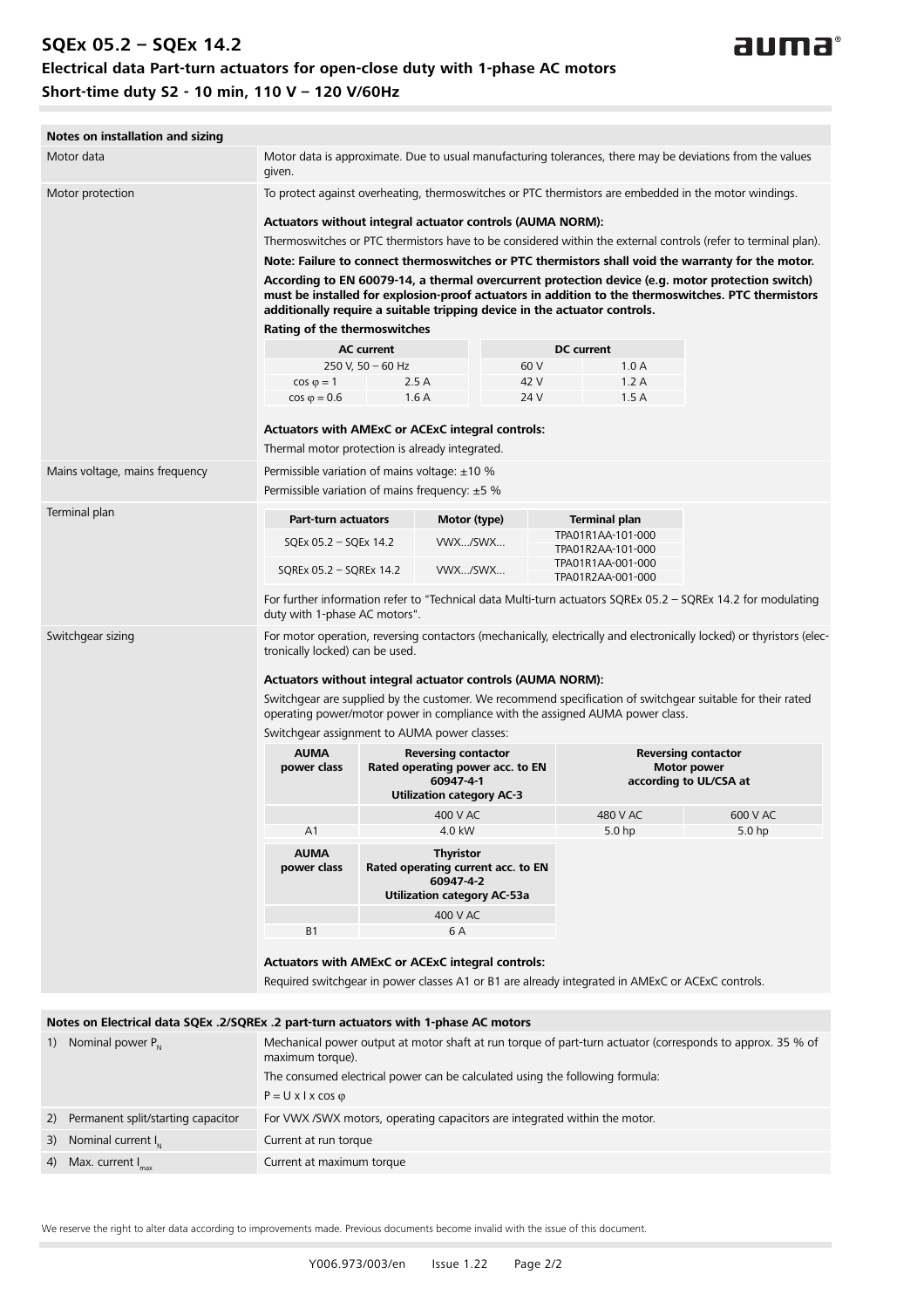# SQEx 05.2 – SQEx 14.2

## Electrical data Part-turn actuators for open-close duty with 1-phase AC motors

## Short-time duty S2 - 10 min, 110 V – 120 V/60Hz

### Notes on installation and sizing

**Motor data**

Motor data is approximate. Due to usual manufacturing tolerances, there may be deviations from the values given.

**Motor protection**

To protect against overheating, thermoswitches or PTC thermistors are embedded in the motor windings.

**Actuators without integral actuator controls (AUMA NORM):**

Thermoswitches or PTC thermistors have to be considered within the external controls (refer to terminal plan).

**Note: Failure to connect thermoswitches or PTC thermistors shall void the warranty for the motor.**

**According to EN 60079-14, a thermal overcurrent protection device (e.g. motor protection switch) must be installed for explosion-proof actuators in addition to the thermoswitches. PTC thermistors additionally require a suitable tripping device in the actuator controls.**

**Rating of the thermoswitches**

| AC current | | DC current | |
|---|---|---|---|
| 250 V, 50 – 60 Hz | | 60 V | 1.0 A |
| cos φ = 1 | 2.5 A | 42 V | 1.2 A |
| cos φ = 0.6 | 1.6 A | 24 V | 1.5 A |

**Actuators with AMExC or ACExC integral controls:**

Thermal motor protection is already integrated.

**Mains voltage, mains frequency**

Permissible variation of mains voltage: ±10 %

Permissible variation of mains frequency: ±5 %

**Terminal plan**

| Part-turn actuators | Motor (type) | Terminal plan |
|---|---|---|
| SQEx 05.2 – SQEx 14.2 | VWX.../SWX... | TPA01R1AA-101-000<br>TPA01R2AA-101-000 |
| SQREx 05.2 – SQREx 14.2 | VWX.../SWX... | TPA01R1AA-001-000<br>TPA01R2AA-001-000 |

For further information refer to "Technical data Multi-turn actuators SQREx 05.2 – SQREx 14.2 for modulating duty with 1-phase AC motors".

**Switchgear sizing**

For motor operation, reversing contactors (mechanically, electrically and electronically locked) or thyristors (electronically locked) can be used.

**Actuators without integral actuator controls (AUMA NORM):**

Switchgear are supplied by the customer. We recommend specification of switchgear suitable for their rated operating power/motor power in compliance with the assigned AUMA power class.

Switchgear assignment to AUMA power classes:

| AUMA power class | Reversing contactor Rated operating power acc. to EN 60947-4-1 Utilization category AC-3 | Reversing contactor Motor power according to UL/CSA at | |
|---|---|---|---|
| | 400 V AC | 480 V AC | 600 V AC |
| A1 | 4.0 kW | 5.0 hp | 5.0 hp |

| AUMA power class | Thyristor Rated operating current acc. to EN 60947-4-2 Utilization category AC-53a |
|---|---|
| | 400 V AC |
| B1 | 6 A |

**Actuators with AMExC or ACExC integral controls:**

Required switchgear in power classes A1 or B1 are already integrated in AMExC or ACExC controls.

### Notes on Electrical data SQEx .2/SQREx .2 part-turn actuators with 1-phase AC motors

| | |
|---|---|
| 1) Nominal power $P_N$ | Mechanical power output at motor shaft at run torque of part-turn actuator (corresponds to approx. 35 % of maximum torque).<br>The consumed electrical power can be calculated using the following formula:<br>$P = U \times I \times \cos \varphi$ |
| 2) Permanent split/starting capacitor | For VWX /SWX motors, operating capacitors are integrated within the motor. |
| 3) Nominal current $I_N$ | Current at run torque |
| 4) Max. current $I_{max}$ | Current at maximum torque |

We reserve the right to alter data according to improvements made. Previous documents become invalid with the issue of this document.

Y006.973/003/en Issue 1.22